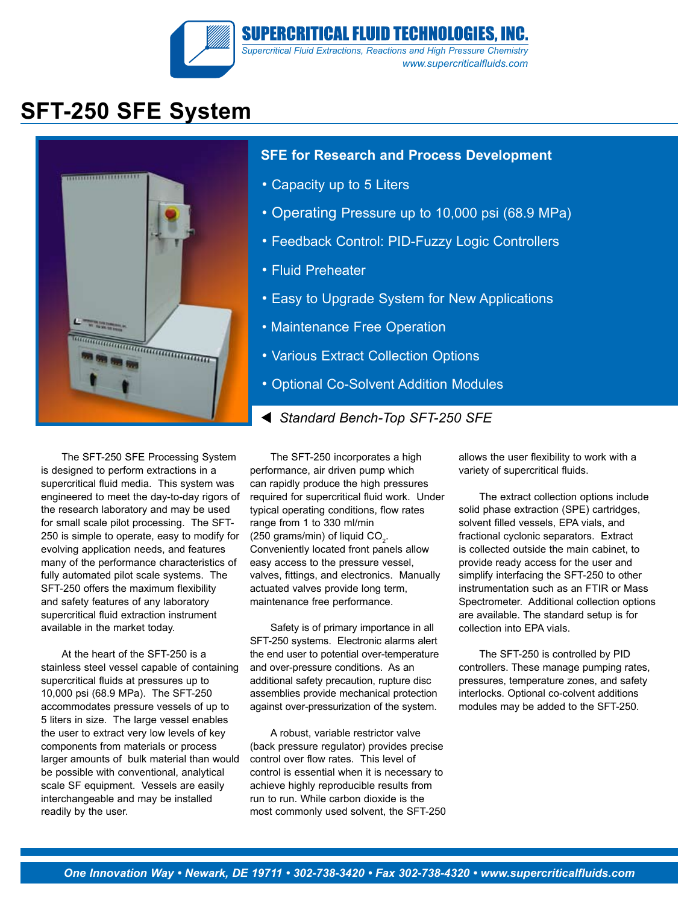SUPERCRITICAL FLUID TECHNOLOGIES, INC.

*Supercritical Fluid Extractions, Reactions and High Pressure Chemistry*

*www.supercriticalfluids.com*

# SFT-250 SFE System

## SFE for Research and Process Development

- Capacity up to 5 Liters
- Operating Pressure up to 10,000 psi (68.9 MPa)
- Feedback Control: PID-Fuzzy Logic Controllers
- Fluid Preheater
- Easy to Upgrade System for New Applications
- Maintenance Free Operation
- Various Extract Collection Options
- Optional Co-Solvent Addition Modules

◀ *Standard Bench-Top SFT-250 SFE*

The SFT-250 SFE Processing System is designed to perform extractions in a supercritical fluid media. This system was engineered to meet the day-to-day rigors of the research laboratory and may be used for small scale pilot processing. The SFT-250 is simple to operate, easy to modify for evolving application needs, and features many of the performance characteristics of fully automated pilot scale systems. The SFT-250 offers the maximum flexibility and safety features of any laboratory supercritical fluid extraction instrument available in the market today.

At the heart of the SFT-250 is a stainless steel vessel capable of containing supercritical fluids at pressures up to 10,000 psi (68.9 MPa). The SFT-250 accommodates pressure vessels of up to 5 liters in size. The large vessel enables the user to extract very low levels of key components from materials or process larger amounts of bulk material than would be possible with conventional, analytical scale SF equipment. Vessels are easily interchangeable and may be installed readily by the user.

The SFT-250 incorporates a high performance, air driven pump which can rapidly produce the high pressures required for supercritical fluid work. Under typical operating conditions, flow rates range from 1 to 330 ml/min (250 grams/min) of liquid $CO_2$. Conveniently located front panels allow easy access to the pressure vessel, valves, fittings, and electronics. Manually actuated valves provide long term, maintenance free performance.

Safety is of primary importance in all SFT-250 systems. Electronic alarms alert the end user to potential over-temperature and over-pressure conditions. As an additional safety precaution, rupture disc assemblies provide mechanical protection against over-pressurization of the system.

A robust, variable restrictor valve (back pressure regulator) provides precise control over flow rates. This level of control is essential when it is necessary to achieve highly reproducible results from run to run. While carbon dioxide is the most commonly used solvent, the SFT-250 allows the user flexibility to work with a variety of supercritical fluids.

The extract collection options include solid phase extraction (SPE) cartridges, solvent filled vessels, EPA vials, and fractional cyclonic separators. Extract is collected outside the main cabinet, to provide ready access for the user and simplify interfacing the SFT-250 to other instrumentation such as an FTIR or Mass Spectrometer. Additional collection options are available. The standard setup is for collection into EPA vials.

The SFT-250 is controlled by PID controllers. These manage pumping rates, pressures, temperature zones, and safety interlocks. Optional co-colvent additions modules may be added to the SFT-250.

*One Innovation Way • Newark, DE 19711 • 302-738-3420 • Fax 302-738-4320 • www.supercriticalfluids.com*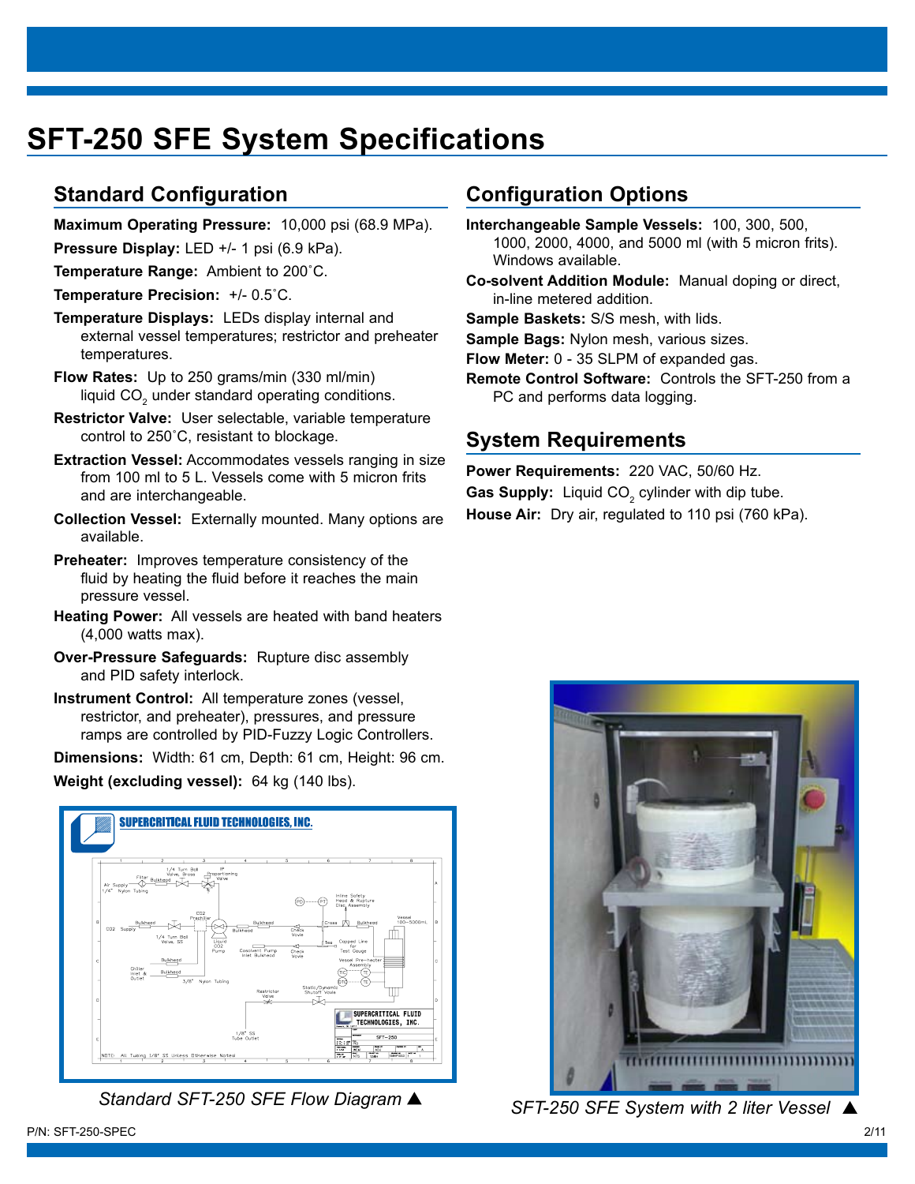# SFT-250 SFE System Specifications

## Standard Configuration

**Maximum Operating Pressure:** 10,000 psi (68.9 MPa).

**Pressure Display:** LED +/- 1 psi (6.9 kPa).

**Temperature Range:** Ambient to 200˚C.

**Temperature Precision:** +/- 0.5˚C.

**Temperature Displays:** LEDs display internal and external vessel temperatures; restrictor and preheater temperatures.

**Flow Rates:** Up to 250 grams/min (330 ml/min) liquid $CO_2$ under standard operating conditions.

**Restrictor Valve:** User selectable, variable temperature control to 250˚C, resistant to blockage.

**Extraction Vessel:** Accommodates vessels ranging in size from 100 ml to 5 L. Vessels come with 5 micron frits and are interchangeable.

**Collection Vessel:** Externally mounted. Many options are available.

**Preheater:** Improves temperature consistency of the fluid by heating the fluid before it reaches the main pressure vessel.

**Heating Power:** All vessels are heated with band heaters (4,000 watts max).

**Over-Pressure Safeguards:** Rupture disc assembly and PID safety interlock.

**Instrument Control:** All temperature zones (vessel, restrictor, and preheater), pressures, and pressure ramps are controlled by PID-Fuzzy Logic Controllers.

**Dimensions:** Width: 61 cm, Depth: 61 cm, Height: 96 cm.

**Weight (excluding vessel):** 64 kg (140 lbs).

*Standard SFT-250 SFE Flow Diagram* ▲

## Configuration Options

**Interchangeable Sample Vessels:** 100, 300, 500, 1000, 2000, 4000, and 5000 ml (with 5 micron frits). Windows available.

**Co-solvent Addition Module:** Manual doping or direct, in-line metered addition.

**Sample Baskets:** S/S mesh, with lids.

**Sample Bags:** Nylon mesh, various sizes.

**Flow Meter:** 0 - 35 SLPM of expanded gas.

**Remote Control Software:** Controls the SFT-250 from a PC and performs data logging.

## System Requirements

**Power Requirements:** 220 VAC, 50/60 Hz.

**Gas Supply:** Liquid $CO_2$ cylinder with dip tube.

**House Air:** Dry air, regulated to 110 psi (760 kPa).

*SFT-250 SFE System with 2 liter Vessel* ▲

P/N: SFT-250-SPEC